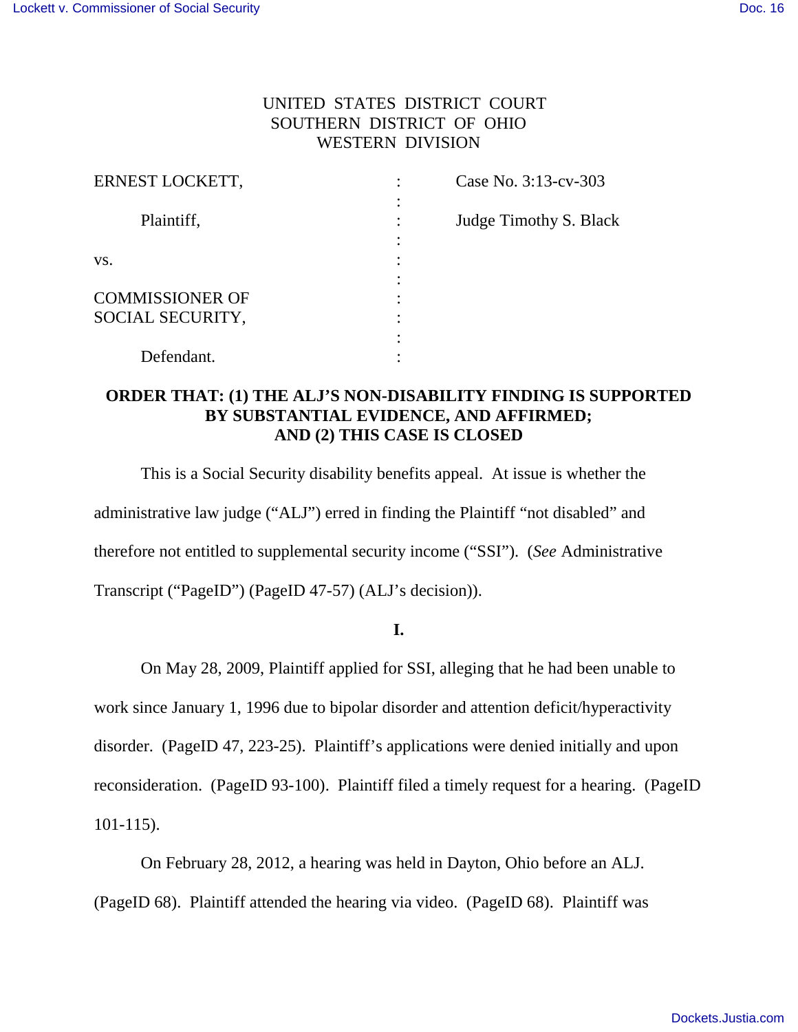UNITED STATES DISTRICT COURT
SOUTHERN DISTRICT OF OHIO
WESTERN DIVISION

| | | |
|---|---|---|
| ERNEST LOCKETT, | : | Case No. 3:13-cv-303 |
| Plaintiff, | : | Judge Timothy S. Black |
| vs. | : | |
| COMMISSIONER OF SOCIAL SECURITY, | : | |
| Defendant. | : | |

**ORDER THAT: (1) THE ALJ'S NON-DISABILITY FINDING IS SUPPORTED BY SUBSTANTIAL EVIDENCE, AND AFFIRMED; AND (2) THIS CASE IS CLOSED**

This is a Social Security disability benefits appeal. At issue is whether the administrative law judge ("ALJ") erred in finding the Plaintiff "not disabled" and therefore not entitled to supplemental security income ("SSI"). (*See* Administrative Transcript ("PageID") (PageID 47-57) (ALJ's decision)).

**I.**

On May 28, 2009, Plaintiff applied for SSI, alleging that he had been unable to work since January 1, 1996 due to bipolar disorder and attention deficit/hyperactivity disorder. (PageID 47, 223-25). Plaintiff's applications were denied initially and upon reconsideration. (PageID 93-100). Plaintiff filed a timely request for a hearing. (PageID 101-115).

On February 28, 2012, a hearing was held in Dayton, Ohio before an ALJ. (PageID 68). Plaintiff attended the hearing via video. (PageID 68). Plaintiff was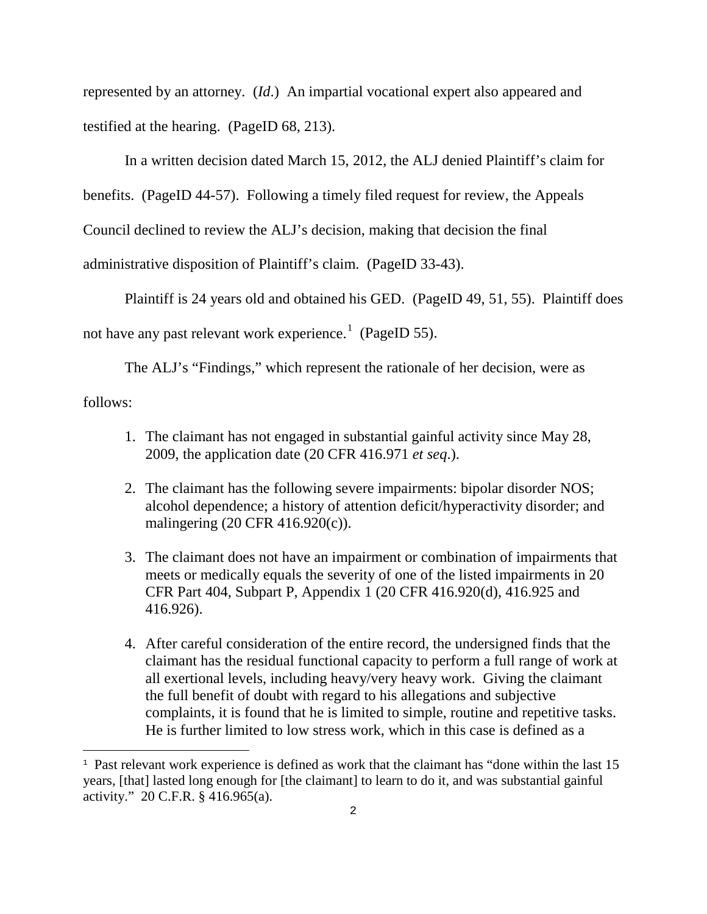represented by an attorney. (*Id*.) An impartial vocational expert also appeared and testified at the hearing. (PageID 68, 213).

In a written decision dated March 15, 2012, the ALJ denied Plaintiff's claim for benefits. (PageID 44-57). Following a timely filed request for review, the Appeals Council declined to review the ALJ's decision, making that decision the final administrative disposition of Plaintiff's claim. (PageID 33-43).

Plaintiff is 24 years old and obtained his GED. (PageID 49, 51, 55). Plaintiff does not have any past relevant work experience.[1] (PageID 55).

The ALJ's "Findings," which represent the rationale of her decision, were as follows:

1. The claimant has not engaged in substantial gainful activity since May 28, 2009, the application date (20 CFR 416.971 *et seq*.).

2. The claimant has the following severe impairments: bipolar disorder NOS; alcohol dependence; a history of attention deficit/hyperactivity disorder; and malingering (20 CFR 416.920(c)).

3. The claimant does not have an impairment or combination of impairments that meets or medically equals the severity of one of the listed impairments in 20 CFR Part 404, Subpart P, Appendix 1 (20 CFR 416.920(d), 416.925 and 416.926).

4. After careful consideration of the entire record, the undersigned finds that the claimant has the residual functional capacity to perform a full range of work at all exertional levels, including heavy/very heavy work. Giving the claimant the full benefit of doubt with regard to his allegations and subjective complaints, it is found that he is limited to simple, routine and repetitive tasks. He is further limited to low stress work, which in this case is defined as a

[1] Past relevant work experience is defined as work that the claimant has "done within the last 15 years, [that] lasted long enough for [the claimant] to learn to do it, and was substantial gainful activity." 20 C.F.R. § 416.965(a).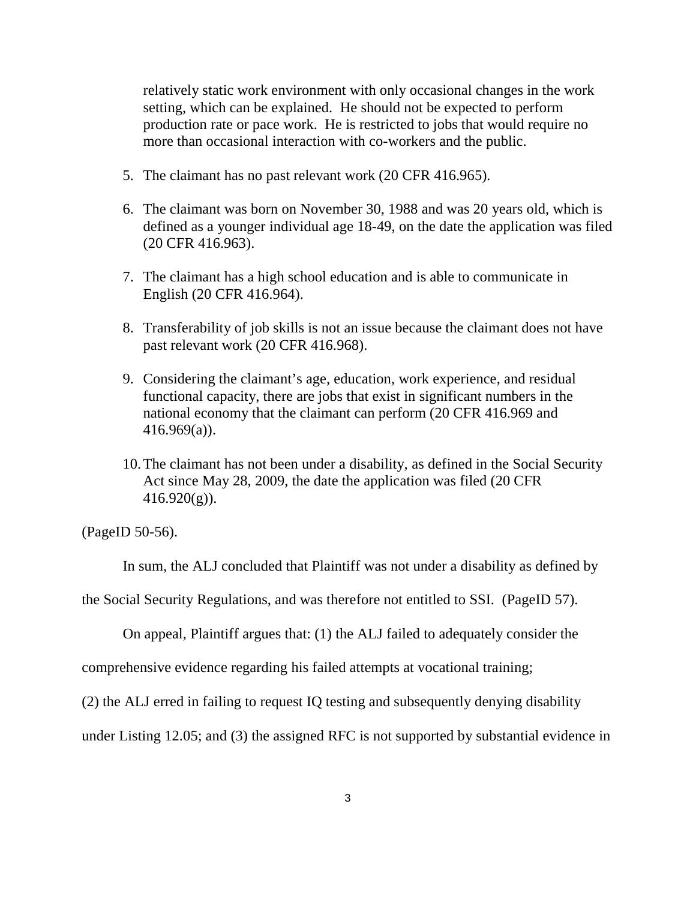relatively static work environment with only occasional changes in the work setting, which can be explained. He should not be expected to perform production rate or pace work. He is restricted to jobs that would require no more than occasional interaction with co-workers and the public.

5. The claimant has no past relevant work (20 CFR 416.965).

6. The claimant was born on November 30, 1988 and was 20 years old, which is defined as a younger individual age 18-49, on the date the application was filed (20 CFR 416.963).

7. The claimant has a high school education and is able to communicate in English (20 CFR 416.964).

8. Transferability of job skills is not an issue because the claimant does not have past relevant work (20 CFR 416.968).

9. Considering the claimant's age, education, work experience, and residual functional capacity, there are jobs that exist in significant numbers in the national economy that the claimant can perform (20 CFR 416.969 and 416.969(a)).

10. The claimant has not been under a disability, as defined in the Social Security Act since May 28, 2009, the date the application was filed (20 CFR 416.920(g)).

(PageID 50-56).

In sum, the ALJ concluded that Plaintiff was not under a disability as defined by the Social Security Regulations, and was therefore not entitled to SSI. (PageID 57).

On appeal, Plaintiff argues that: (1) the ALJ failed to adequately consider the comprehensive evidence regarding his failed attempts at vocational training; (2) the ALJ erred in failing to request IQ testing and subsequently denying disability under Listing 12.05; and (3) the assigned RFC is not supported by substantial evidence in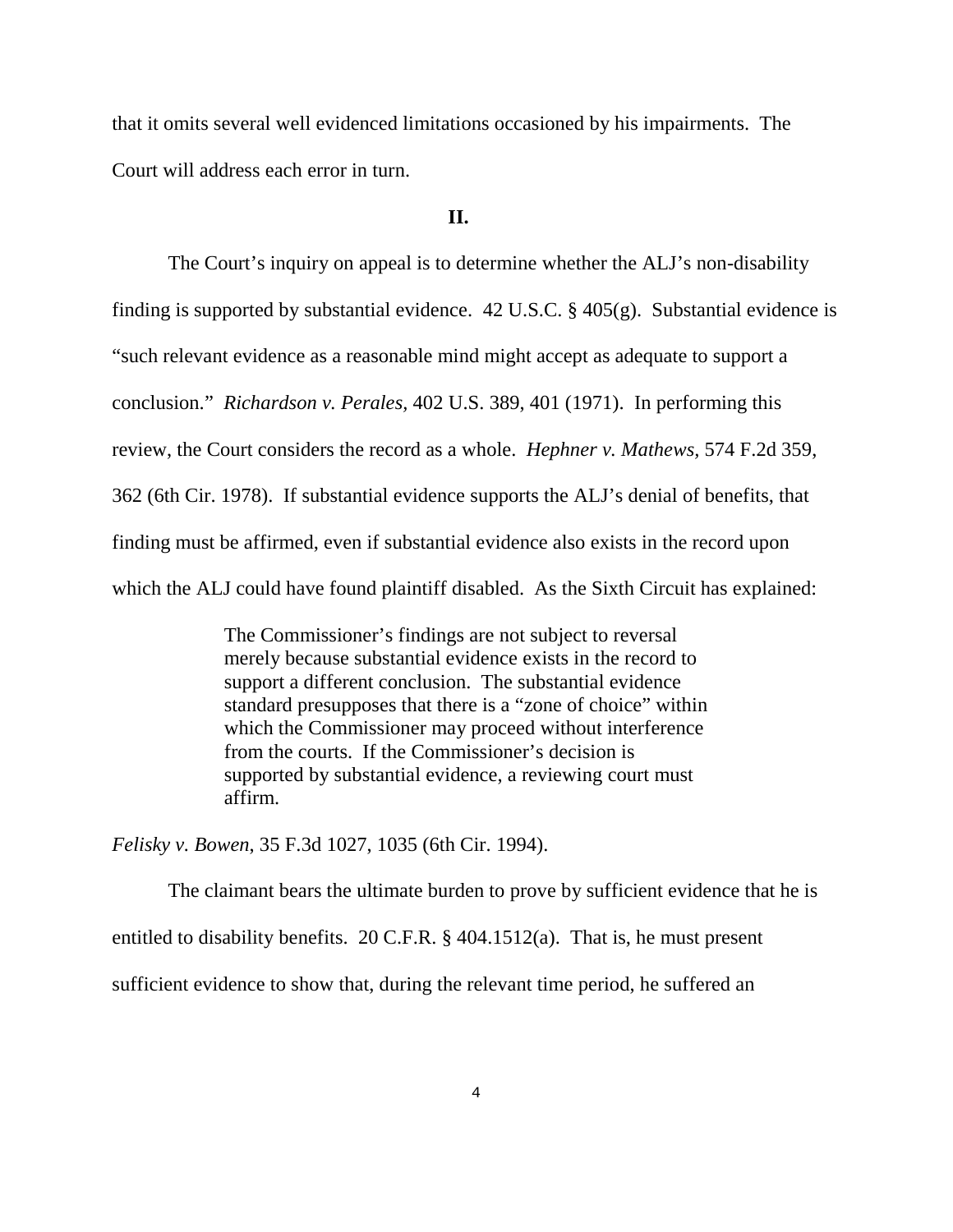that it omits several well evidenced limitations occasioned by his impairments. The Court will address each error in turn.

## II.

The Court's inquiry on appeal is to determine whether the ALJ's non-disability finding is supported by substantial evidence. 42 U.S.C. § 405(g). Substantial evidence is "such relevant evidence as a reasonable mind might accept as adequate to support a conclusion." *Richardson v. Perales*, 402 U.S. 389, 401 (1971). In performing this review, the Court considers the record as a whole. *Hephner v. Mathews*, 574 F.2d 359, 362 (6th Cir. 1978). If substantial evidence supports the ALJ's denial of benefits, that finding must be affirmed, even if substantial evidence also exists in the record upon which the ALJ could have found plaintiff disabled. As the Sixth Circuit has explained:

> The Commissioner's findings are not subject to reversal merely because substantial evidence exists in the record to support a different conclusion. The substantial evidence standard presupposes that there is a "zone of choice" within which the Commissioner may proceed without interference from the courts. If the Commissioner's decision is supported by substantial evidence, a reviewing court must affirm.

*Felisky v. Bowen*, 35 F.3d 1027, 1035 (6th Cir. 1994).

The claimant bears the ultimate burden to prove by sufficient evidence that he is entitled to disability benefits. 20 C.F.R. § 404.1512(a). That is, he must present sufficient evidence to show that, during the relevant time period, he suffered an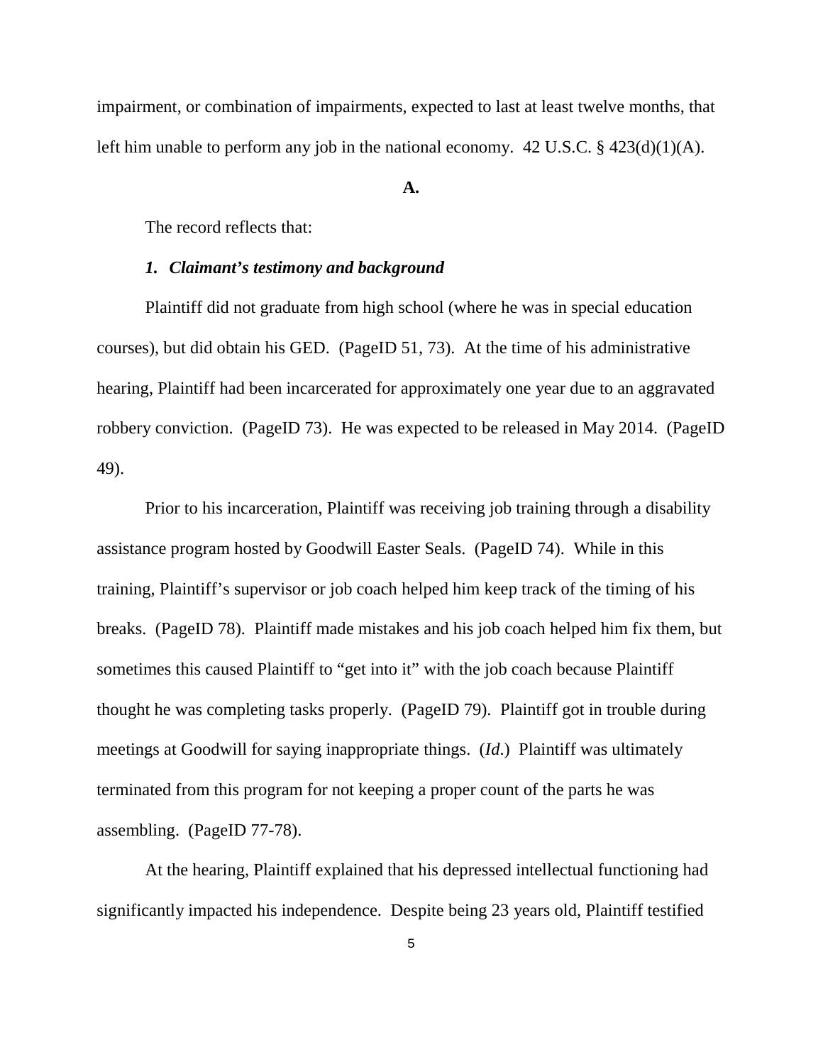impairment, or combination of impairments, expected to last at least twelve months, that left him unable to perform any job in the national economy. 42 U.S.C. § 423(d)(1)(A).

**A.**

The record reflects that:

***1. Claimant's testimony and background***

Plaintiff did not graduate from high school (where he was in special education courses), but did obtain his GED. (PageID 51, 73). At the time of his administrative hearing, Plaintiff had been incarcerated for approximately one year due to an aggravated robbery conviction. (PageID 73). He was expected to be released in May 2014. (PageID 49).

Prior to his incarceration, Plaintiff was receiving job training through a disability assistance program hosted by Goodwill Easter Seals. (PageID 74). While in this training, Plaintiff's supervisor or job coach helped him keep track of the timing of his breaks. (PageID 78). Plaintiff made mistakes and his job coach helped him fix them, but sometimes this caused Plaintiff to "get into it" with the job coach because Plaintiff thought he was completing tasks properly. (PageID 79). Plaintiff got in trouble during meetings at Goodwill for saying inappropriate things. (*Id.*) Plaintiff was ultimately terminated from this program for not keeping a proper count of the parts he was assembling. (PageID 77-78).

At the hearing, Plaintiff explained that his depressed intellectual functioning had significantly impacted his independence. Despite being 23 years old, Plaintiff testified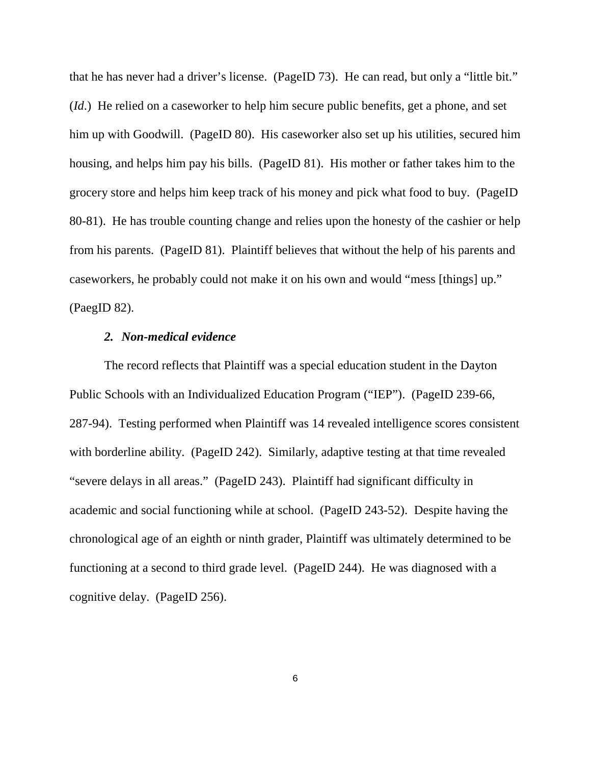that he has never had a driver's license. (PageID 73). He can read, but only a "little bit." (*Id*.) He relied on a caseworker to help him secure public benefits, get a phone, and set him up with Goodwill. (PageID 80). His caseworker also set up his utilities, secured him housing, and helps him pay his bills. (PageID 81). His mother or father takes him to the grocery store and helps him keep track of his money and pick what food to buy. (PageID 80-81). He has trouble counting change and relies upon the honesty of the cashier or help from his parents. (PageID 81). Plaintiff believes that without the help of his parents and caseworkers, he probably could not make it on his own and would "mess [things] up." (PaegID 82).

***2. Non-medical evidence***

The record reflects that Plaintiff was a special education student in the Dayton Public Schools with an Individualized Education Program ("IEP"). (PageID 239-66, 287-94). Testing performed when Plaintiff was 14 revealed intelligence scores consistent with borderline ability. (PageID 242). Similarly, adaptive testing at that time revealed "severe delays in all areas." (PageID 243). Plaintiff had significant difficulty in academic and social functioning while at school. (PageID 243-52). Despite having the chronological age of an eighth or ninth grader, Plaintiff was ultimately determined to be functioning at a second to third grade level. (PageID 244). He was diagnosed with a cognitive delay. (PageID 256).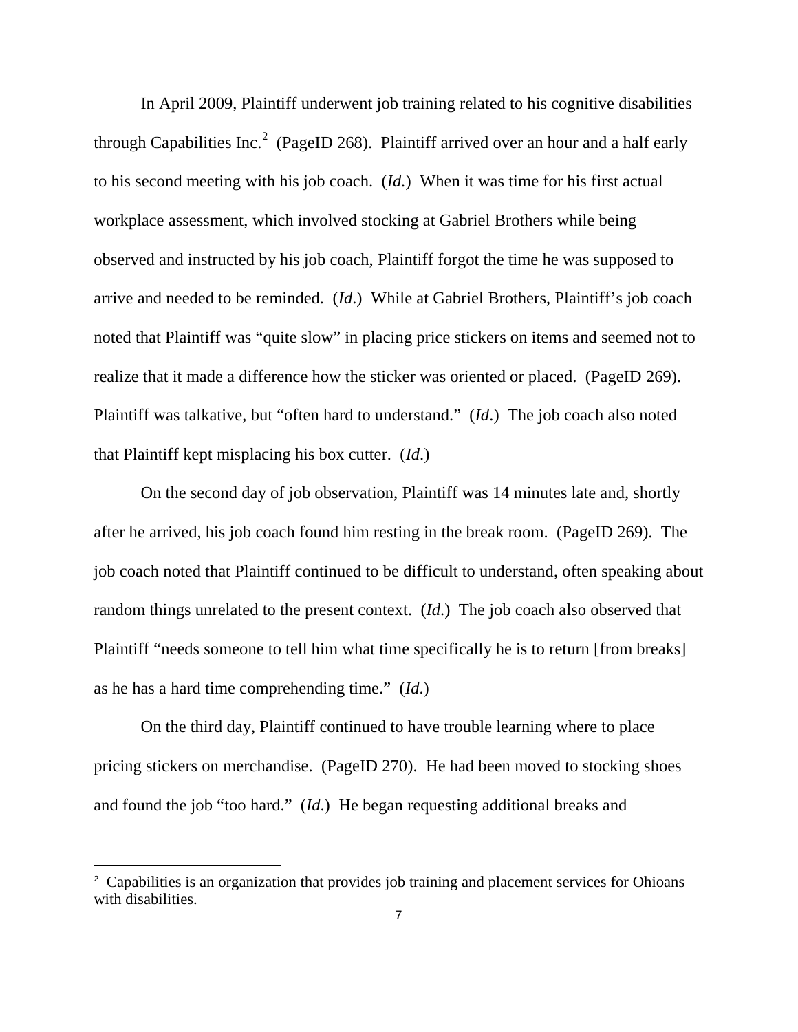In April 2009, Plaintiff underwent job training related to his cognitive disabilities through Capabilities Inc.[2] (PageID 268). Plaintiff arrived over an hour and a half early to his second meeting with his job coach. (*Id.*) When it was time for his first actual workplace assessment, which involved stocking at Gabriel Brothers while being observed and instructed by his job coach, Plaintiff forgot the time he was supposed to arrive and needed to be reminded. (*Id*.) While at Gabriel Brothers, Plaintiff's job coach noted that Plaintiff was "quite slow" in placing price stickers on items and seemed not to realize that it made a difference how the sticker was oriented or placed. (PageID 269). Plaintiff was talkative, but "often hard to understand." (*Id*.) The job coach also noted that Plaintiff kept misplacing his box cutter. (*Id*.)

On the second day of job observation, Plaintiff was 14 minutes late and, shortly after he arrived, his job coach found him resting in the break room. (PageID 269). The job coach noted that Plaintiff continued to be difficult to understand, often speaking about random things unrelated to the present context. (*Id*.) The job coach also observed that Plaintiff "needs someone to tell him what time specifically he is to return [from breaks] as he has a hard time comprehending time." (*Id*.)

On the third day, Plaintiff continued to have trouble learning where to place pricing stickers on merchandise. (PageID 270). He had been moved to stocking shoes and found the job "too hard." (*Id*.) He began requesting additional breaks and

[2] Capabilities is an organization that provides job training and placement services for Ohioans with disabilities.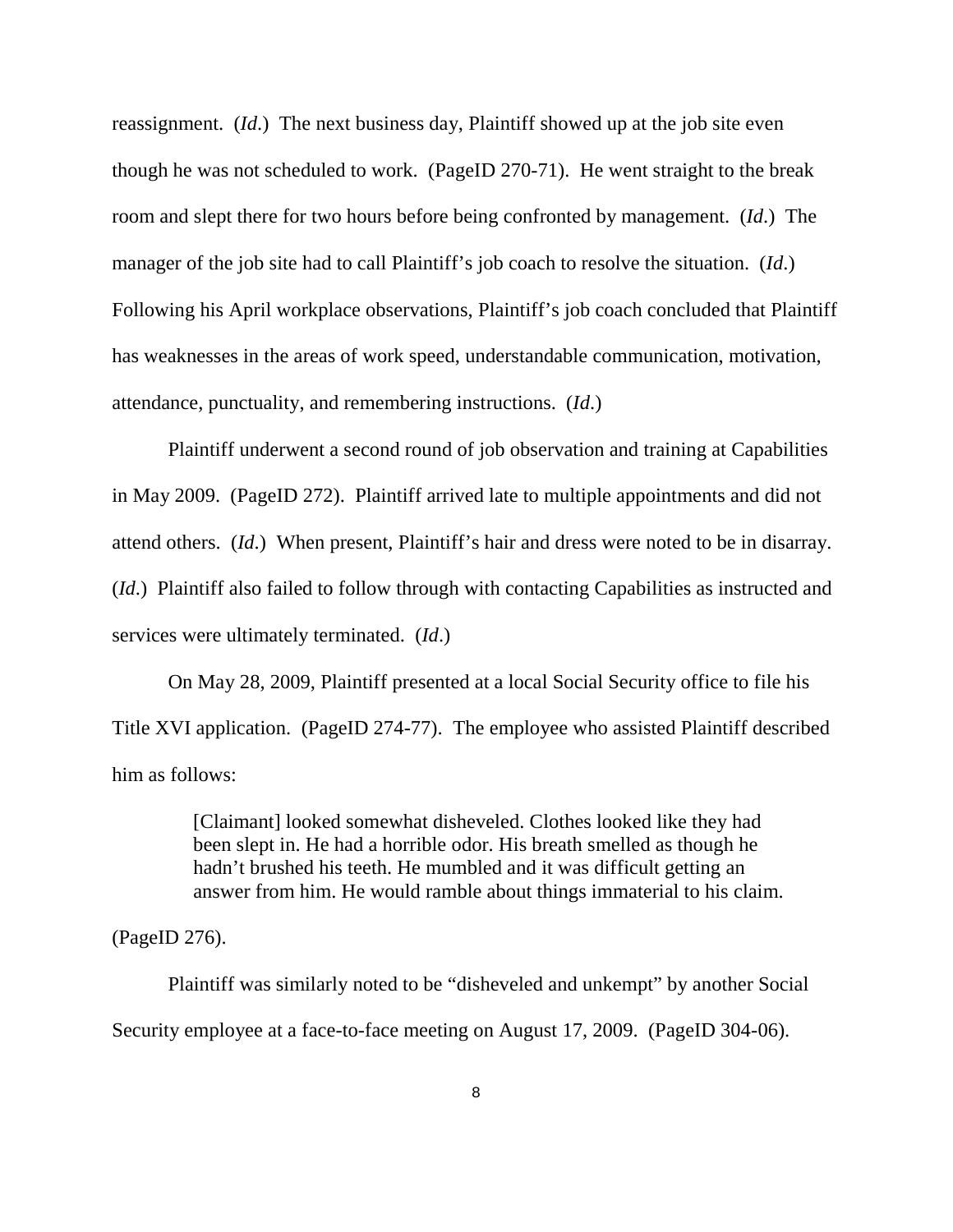reassignment. (*Id*.) The next business day, Plaintiff showed up at the job site even though he was not scheduled to work. (PageID 270-71). He went straight to the break room and slept there for two hours before being confronted by management. (*Id*.) The manager of the job site had to call Plaintiff's job coach to resolve the situation. (*Id*.) Following his April workplace observations, Plaintiff's job coach concluded that Plaintiff has weaknesses in the areas of work speed, understandable communication, motivation, attendance, punctuality, and remembering instructions. (*Id*.)

Plaintiff underwent a second round of job observation and training at Capabilities in May 2009. (PageID 272). Plaintiff arrived late to multiple appointments and did not attend others. (*Id*.) When present, Plaintiff's hair and dress were noted to be in disarray. (*Id*.) Plaintiff also failed to follow through with contacting Capabilities as instructed and services were ultimately terminated. (*Id*.)

On May 28, 2009, Plaintiff presented at a local Social Security office to file his Title XVI application. (PageID 274-77). The employee who assisted Plaintiff described him as follows:

> [Claimant] looked somewhat disheveled. Clothes looked like they had been slept in. He had a horrible odor. His breath smelled as though he hadn't brushed his teeth. He mumbled and it was difficult getting an answer from him. He would ramble about things immaterial to his claim.

(PageID 276).

Plaintiff was similarly noted to be "disheveled and unkempt" by another Social Security employee at a face-to-face meeting on August 17, 2009. (PageID 304-06).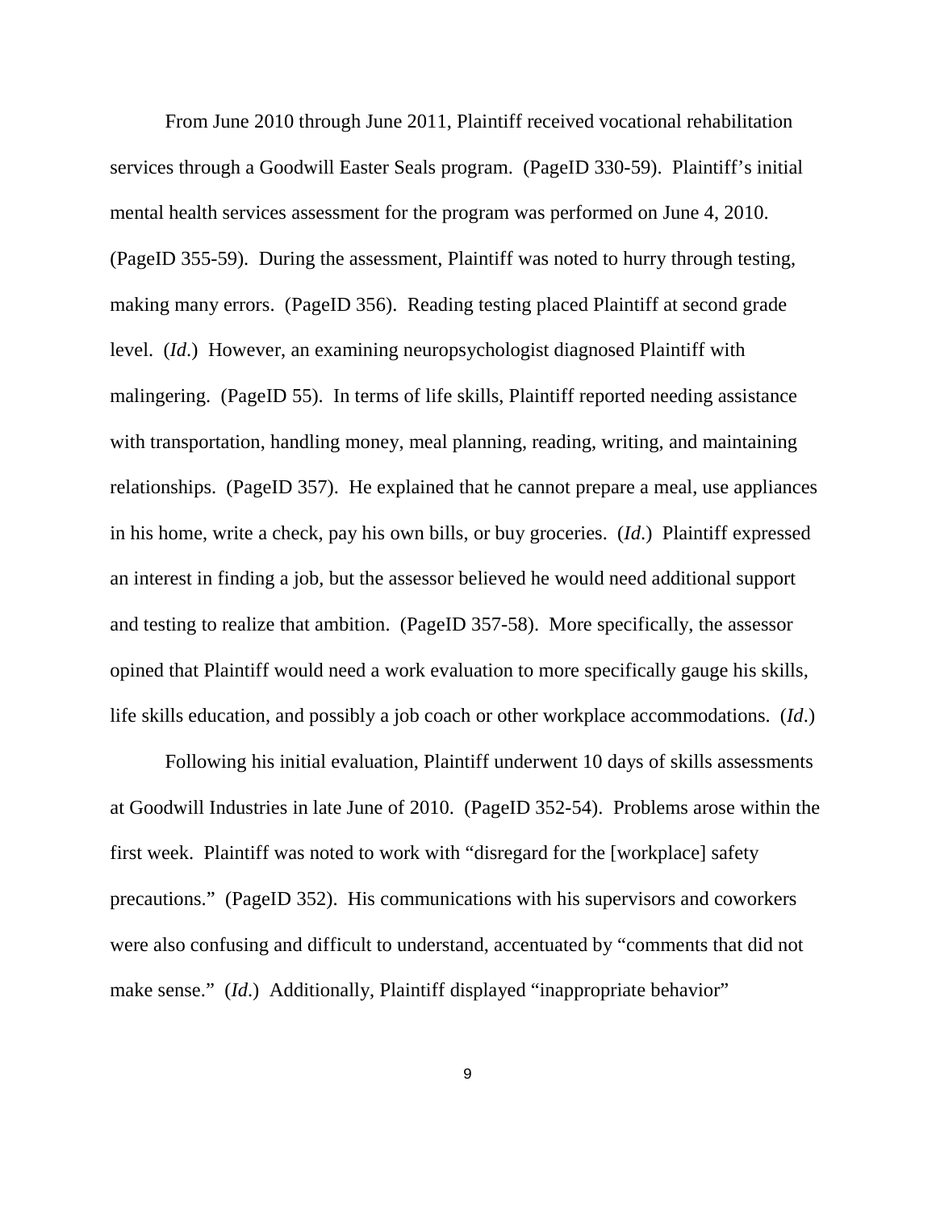From June 2010 through June 2011, Plaintiff received vocational rehabilitation services through a Goodwill Easter Seals program. (PageID 330-59). Plaintiff's initial mental health services assessment for the program was performed on June 4, 2010. (PageID 355-59). During the assessment, Plaintiff was noted to hurry through testing, making many errors. (PageID 356). Reading testing placed Plaintiff at second grade level. (*Id.*) However, an examining neuropsychologist diagnosed Plaintiff with malingering. (PageID 55). In terms of life skills, Plaintiff reported needing assistance with transportation, handling money, meal planning, reading, writing, and maintaining relationships. (PageID 357). He explained that he cannot prepare a meal, use appliances in his home, write a check, pay his own bills, or buy groceries. (*Id.*) Plaintiff expressed an interest in finding a job, but the assessor believed he would need additional support and testing to realize that ambition. (PageID 357-58). More specifically, the assessor opined that Plaintiff would need a work evaluation to more specifically gauge his skills, life skills education, and possibly a job coach or other workplace accommodations. (*Id.*)

Following his initial evaluation, Plaintiff underwent 10 days of skills assessments at Goodwill Industries in late June of 2010. (PageID 352-54). Problems arose within the first week. Plaintiff was noted to work with "disregard for the [workplace] safety precautions." (PageID 352). His communications with his supervisors and coworkers were also confusing and difficult to understand, accentuated by "comments that did not make sense." (*Id.*) Additionally, Plaintiff displayed "inappropriate behavior"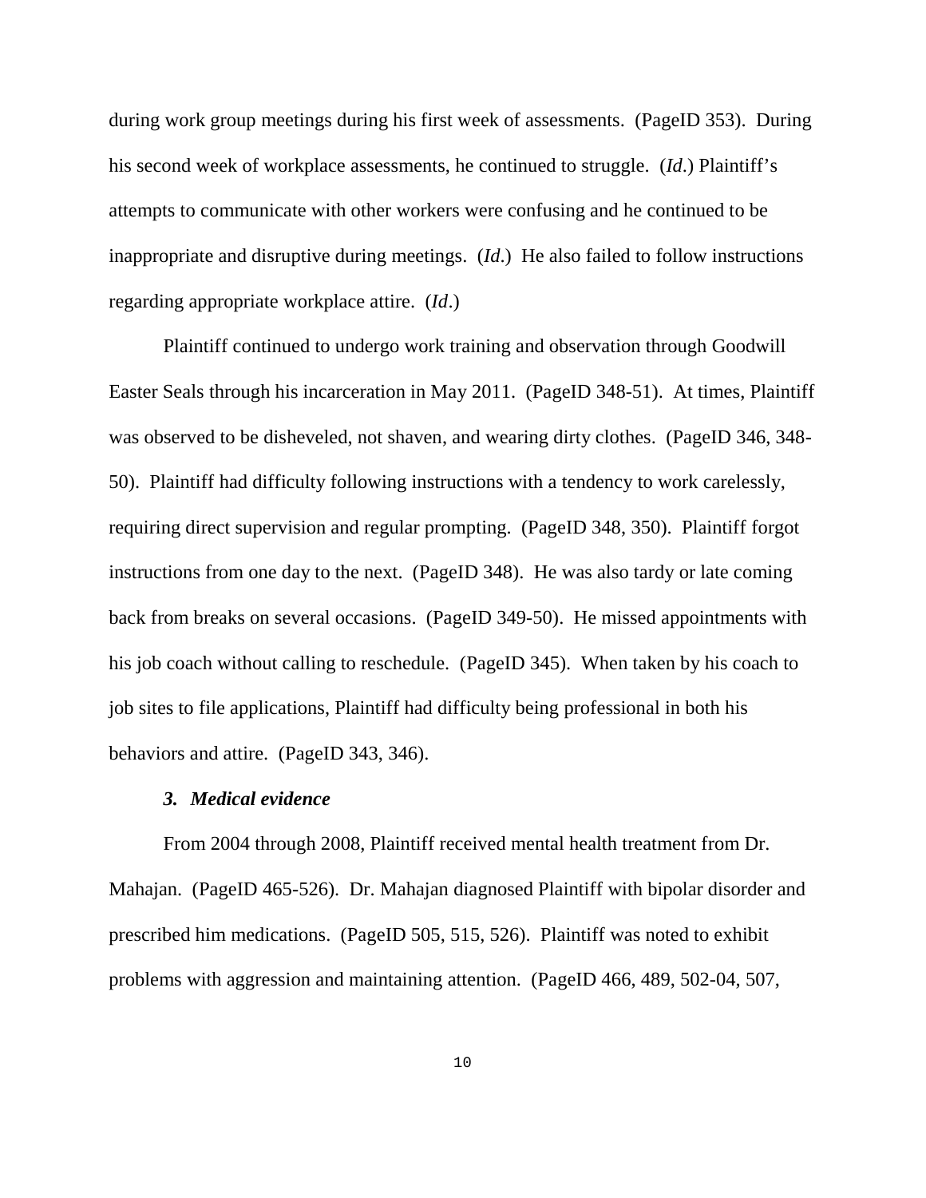during work group meetings during his first week of assessments. (PageID 353). During his second week of workplace assessments, he continued to struggle. (*Id*.) Plaintiff's attempts to communicate with other workers were confusing and he continued to be inappropriate and disruptive during meetings. (*Id*.) He also failed to follow instructions regarding appropriate workplace attire. (*Id*.)

Plaintiff continued to undergo work training and observation through Goodwill Easter Seals through his incarceration in May 2011. (PageID 348-51). At times, Plaintiff was observed to be disheveled, not shaven, and wearing dirty clothes. (PageID 346, 348-50). Plaintiff had difficulty following instructions with a tendency to work carelessly, requiring direct supervision and regular prompting. (PageID 348, 350). Plaintiff forgot instructions from one day to the next. (PageID 348). He was also tardy or late coming back from breaks on several occasions. (PageID 349-50). He missed appointments with his job coach without calling to reschedule. (PageID 345). When taken by his coach to job sites to file applications, Plaintiff had difficulty being professional in both his behaviors and attire. (PageID 343, 346).

### *3. Medical evidence*

From 2004 through 2008, Plaintiff received mental health treatment from Dr. Mahajan. (PageID 465-526). Dr. Mahajan diagnosed Plaintiff with bipolar disorder and prescribed him medications. (PageID 505, 515, 526). Plaintiff was noted to exhibit problems with aggression and maintaining attention. (PageID 466, 489, 502-04, 507,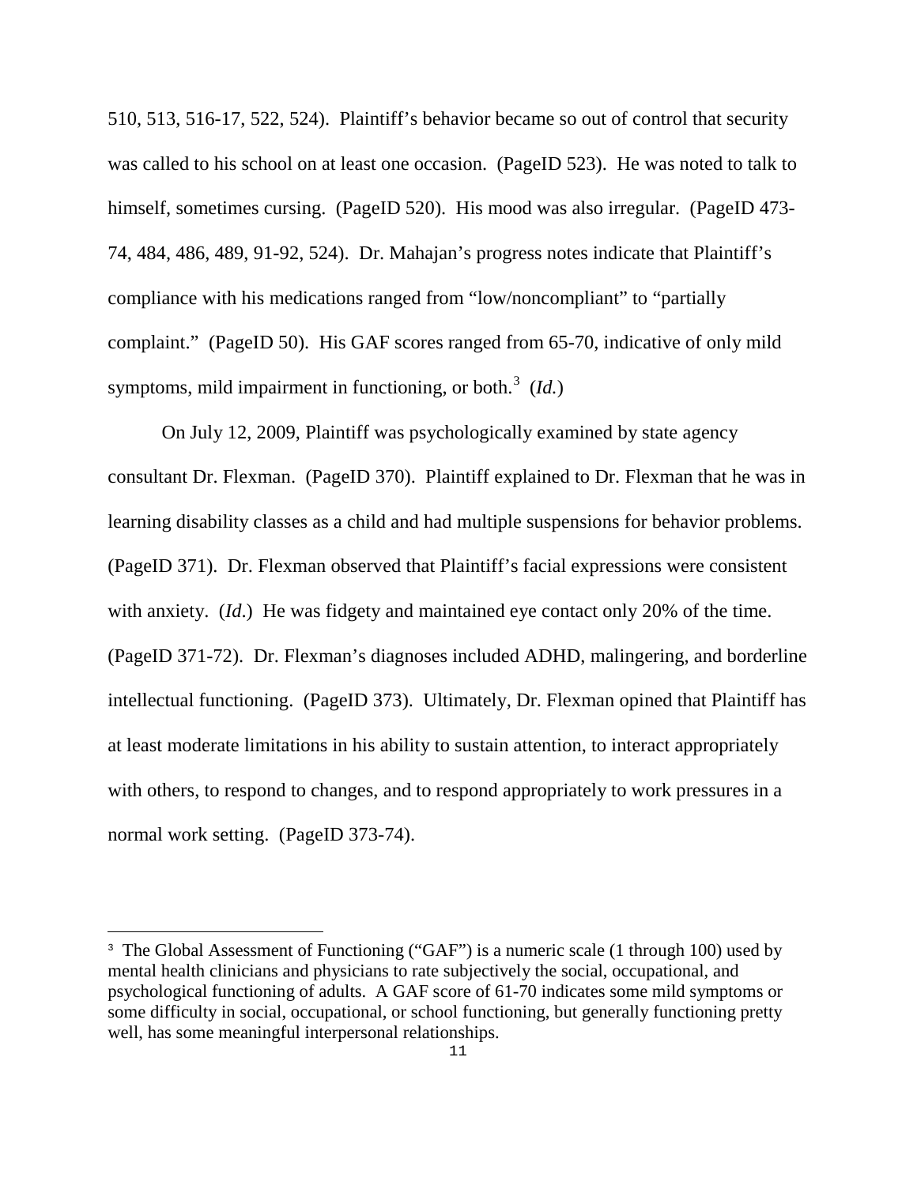510, 513, 516-17, 522, 524). Plaintiff's behavior became so out of control that security was called to his school on at least one occasion. (PageID 523). He was noted to talk to himself, sometimes cursing. (PageID 520). His mood was also irregular. (PageID 473-74, 484, 486, 489, 91-92, 524). Dr. Mahajan's progress notes indicate that Plaintiff's compliance with his medications ranged from "low/noncompliant" to "partially complaint." (PageID 50). His GAF scores ranged from 65-70, indicative of only mild symptoms, mild impairment in functioning, or both.[3] (*Id.*)

On July 12, 2009, Plaintiff was psychologically examined by state agency consultant Dr. Flexman. (PageID 370). Plaintiff explained to Dr. Flexman that he was in learning disability classes as a child and had multiple suspensions for behavior problems. (PageID 371). Dr. Flexman observed that Plaintiff's facial expressions were consistent with anxiety. (*Id.*) He was fidgety and maintained eye contact only 20% of the time. (PageID 371-72). Dr. Flexman's diagnoses included ADHD, malingering, and borderline intellectual functioning. (PageID 373). Ultimately, Dr. Flexman opined that Plaintiff has at least moderate limitations in his ability to sustain attention, to interact appropriately with others, to respond to changes, and to respond appropriately to work pressures in a normal work setting. (PageID 373-74).

---

[3] The Global Assessment of Functioning ("GAF") is a numeric scale (1 through 100) used by mental health clinicians and physicians to rate subjectively the social, occupational, and psychological functioning of adults. A GAF score of 61-70 indicates some mild symptoms or some difficulty in social, occupational, or school functioning, but generally functioning pretty well, has some meaningful interpersonal relationships.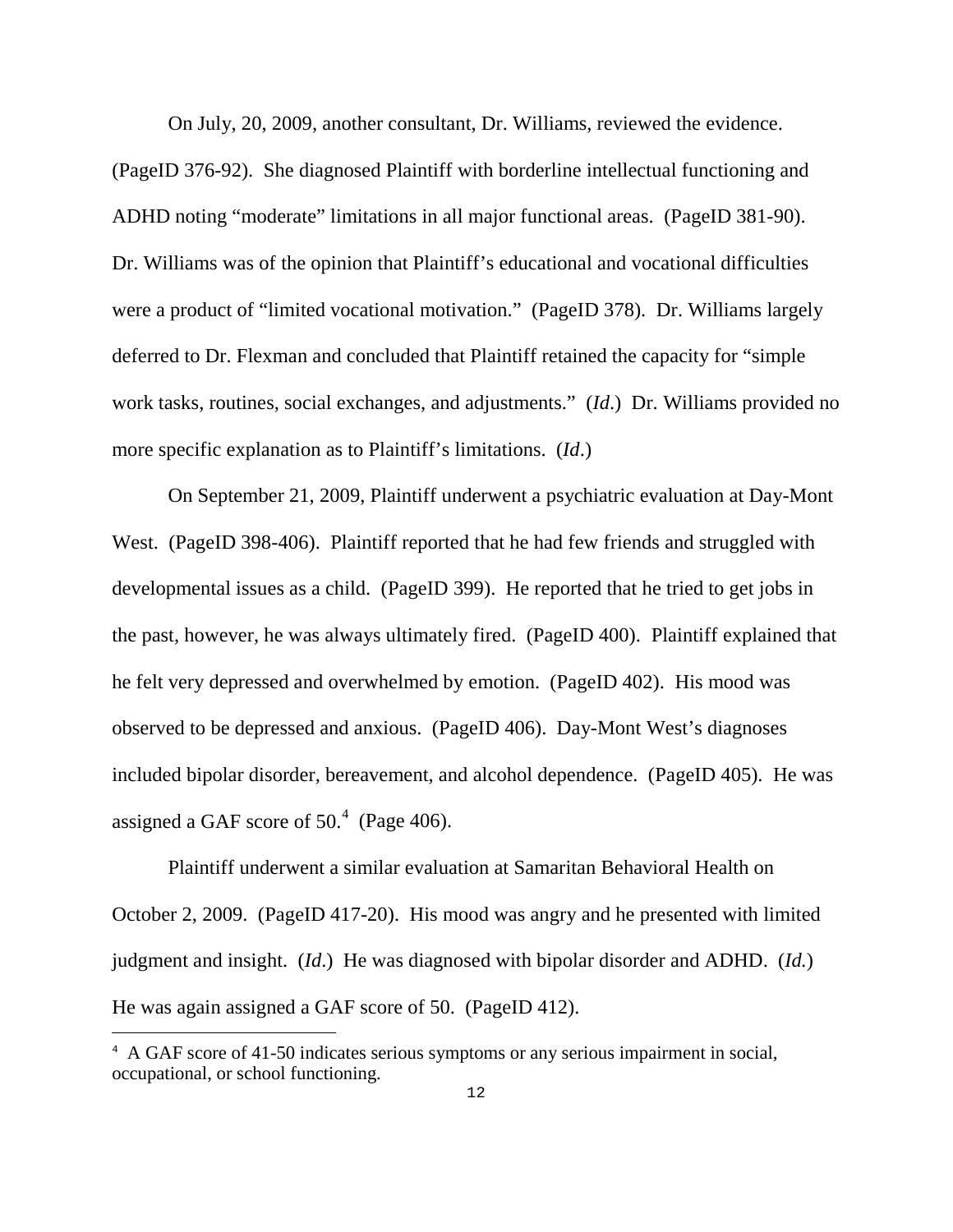On July, 20, 2009, another consultant, Dr. Williams, reviewed the evidence. (PageID 376-92). She diagnosed Plaintiff with borderline intellectual functioning and ADHD noting "moderate" limitations in all major functional areas. (PageID 381-90). Dr. Williams was of the opinion that Plaintiff's educational and vocational difficulties were a product of "limited vocational motivation." (PageID 378). Dr. Williams largely deferred to Dr. Flexman and concluded that Plaintiff retained the capacity for "simple work tasks, routines, social exchanges, and adjustments." (*Id*.) Dr. Williams provided no more specific explanation as to Plaintiff's limitations. (*Id*.)

On September 21, 2009, Plaintiff underwent a psychiatric evaluation at Day-Mont West. (PageID 398-406). Plaintiff reported that he had few friends and struggled with developmental issues as a child. (PageID 399). He reported that he tried to get jobs in the past, however, he was always ultimately fired. (PageID 400). Plaintiff explained that he felt very depressed and overwhelmed by emotion. (PageID 402). His mood was observed to be depressed and anxious. (PageID 406). Day-Mont West's diagnoses included bipolar disorder, bereavement, and alcohol dependence. (PageID 405). He was assigned a GAF score of 50.[4] (Page 406).

Plaintiff underwent a similar evaluation at Samaritan Behavioral Health on October 2, 2009. (PageID 417-20). His mood was angry and he presented with limited judgment and insight. (*Id*.) He was diagnosed with bipolar disorder and ADHD. (*Id.*) He was again assigned a GAF score of 50. (PageID 412).

---

[4] A GAF score of 41-50 indicates serious symptoms or any serious impairment in social, occupational, or school functioning.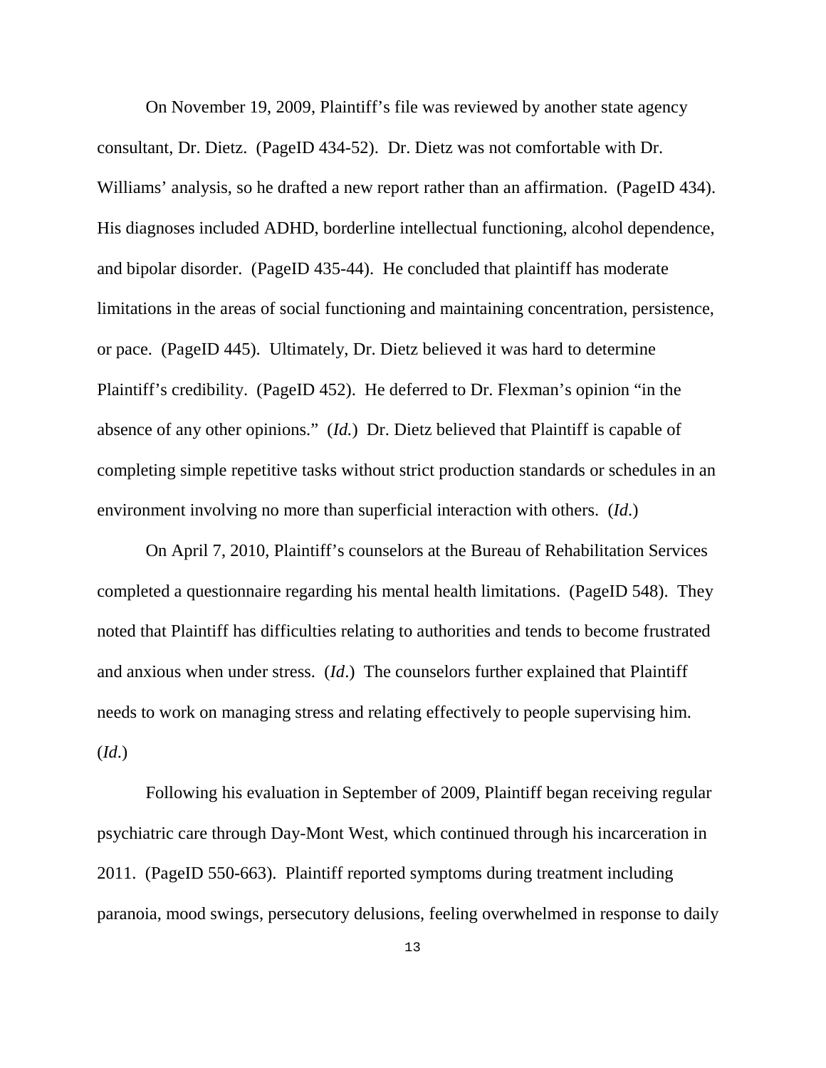On November 19, 2009, Plaintiff's file was reviewed by another state agency consultant, Dr. Dietz. (PageID 434-52). Dr. Dietz was not comfortable with Dr. Williams' analysis, so he drafted a new report rather than an affirmation. (PageID 434). His diagnoses included ADHD, borderline intellectual functioning, alcohol dependence, and bipolar disorder. (PageID 435-44). He concluded that plaintiff has moderate limitations in the areas of social functioning and maintaining concentration, persistence, or pace. (PageID 445). Ultimately, Dr. Dietz believed it was hard to determine Plaintiff's credibility. (PageID 452). He deferred to Dr. Flexman's opinion "in the absence of any other opinions." (*Id.*) Dr. Dietz believed that Plaintiff is capable of completing simple repetitive tasks without strict production standards or schedules in an environment involving no more than superficial interaction with others. (*Id*.)

On April 7, 2010, Plaintiff's counselors at the Bureau of Rehabilitation Services completed a questionnaire regarding his mental health limitations. (PageID 548). They noted that Plaintiff has difficulties relating to authorities and tends to become frustrated and anxious when under stress. (*Id*.) The counselors further explained that Plaintiff needs to work on managing stress and relating effectively to people supervising him. (*Id*.)

Following his evaluation in September of 2009, Plaintiff began receiving regular psychiatric care through Day-Mont West, which continued through his incarceration in 2011. (PageID 550-663). Plaintiff reported symptoms during treatment including paranoia, mood swings, persecutory delusions, feeling overwhelmed in response to daily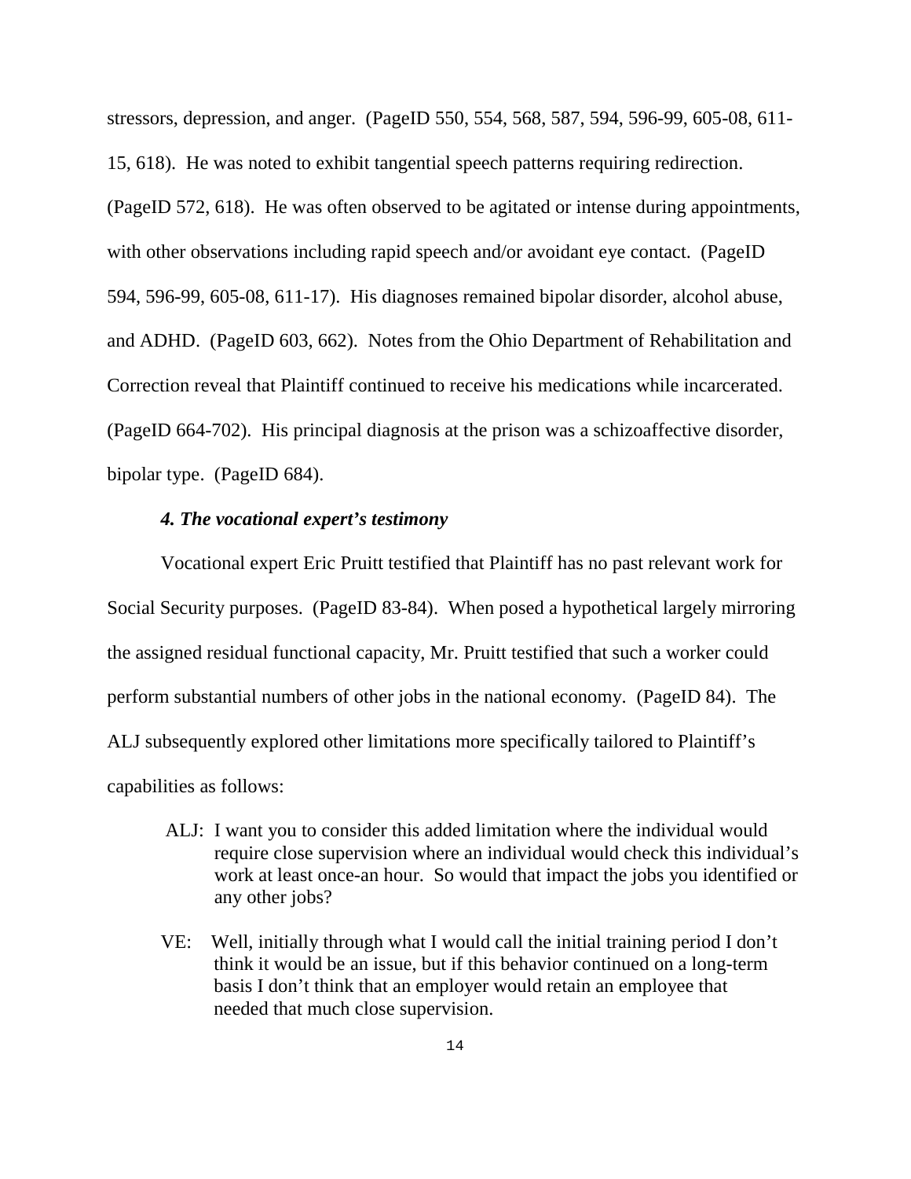stressors, depression, and anger. (PageID 550, 554, 568, 587, 594, 596-99, 605-08, 611-15, 618). He was noted to exhibit tangential speech patterns requiring redirection. (PageID 572, 618). He was often observed to be agitated or intense during appointments, with other observations including rapid speech and/or avoidant eye contact. (PageID 594, 596-99, 605-08, 611-17). His diagnoses remained bipolar disorder, alcohol abuse, and ADHD. (PageID 603, 662). Notes from the Ohio Department of Rehabilitation and Correction reveal that Plaintiff continued to receive his medications while incarcerated. (PageID 664-702). His principal diagnosis at the prison was a schizoaffective disorder, bipolar type. (PageID 684).

### *4. The vocational expert's testimony*

Vocational expert Eric Pruitt testified that Plaintiff has no past relevant work for Social Security purposes. (PageID 83-84). When posed a hypothetical largely mirroring the assigned residual functional capacity, Mr. Pruitt testified that such a worker could perform substantial numbers of other jobs in the national economy. (PageID 84). The ALJ subsequently explored other limitations more specifically tailored to Plaintiff's capabilities as follows:

> ALJ: I want you to consider this added limitation where the individual would require close supervision where an individual would check this individual's work at least once-an hour. So would that impact the jobs you identified or any other jobs?
>
> VE: Well, initially through what I would call the initial training period I don't think it would be an issue, but if this behavior continued on a long-term basis I don't think that an employer would retain an employee that needed that much close supervision.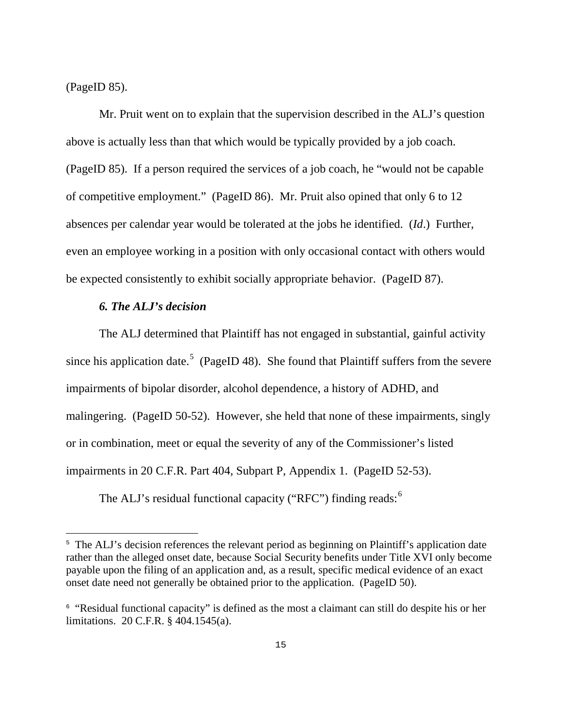(PageID 85).

Mr. Pruit went on to explain that the supervision described in the ALJ's question above is actually less than that which would be typically provided by a job coach. (PageID 85). If a person required the services of a job coach, he "would not be capable of competitive employment." (PageID 86). Mr. Pruit also opined that only 6 to 12 absences per calendar year would be tolerated at the jobs he identified. (*Id*.) Further, even an employee working in a position with only occasional contact with others would be expected consistently to exhibit socially appropriate behavior. (PageID 87).

### *6. The ALJ's decision*

The ALJ determined that Plaintiff has not engaged in substantial, gainful activity since his application date.[5] (PageID 48). She found that Plaintiff suffers from the severe impairments of bipolar disorder, alcohol dependence, a history of ADHD, and malingering. (PageID 50-52). However, she held that none of these impairments, singly or in combination, meet or equal the severity of any of the Commissioner's listed impairments in 20 C.F.R. Part 404, Subpart P, Appendix 1. (PageID 52-53).

The ALJ's residual functional capacity ("RFC") finding reads:[6]

---

[5] The ALJ's decision references the relevant period as beginning on Plaintiff's application date rather than the alleged onset date, because Social Security benefits under Title XVI only become payable upon the filing of an application and, as a result, specific medical evidence of an exact onset date need not generally be obtained prior to the application. (PageID 50).

[6] "Residual functional capacity" is defined as the most a claimant can still do despite his or her limitations. 20 C.F.R. § 404.1545(a).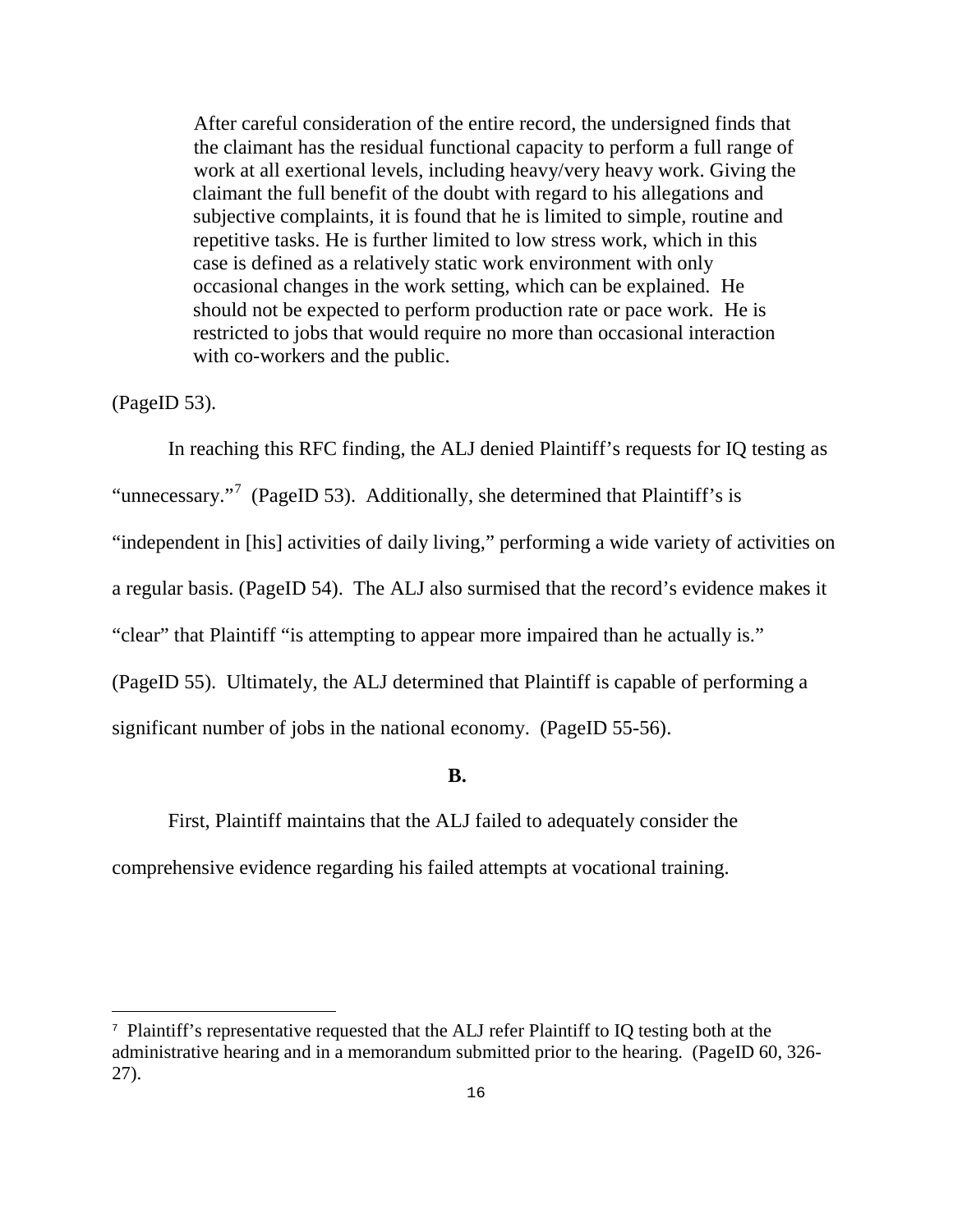> After careful consideration of the entire record, the undersigned finds that the claimant has the residual functional capacity to perform a full range of work at all exertional levels, including heavy/very heavy work. Giving the claimant the full benefit of the doubt with regard to his allegations and subjective complaints, it is found that he is limited to simple, routine and repetitive tasks. He is further limited to low stress work, which in this case is defined as a relatively static work environment with only occasional changes in the work setting, which can be explained. He should not be expected to perform production rate or pace work. He is restricted to jobs that would require no more than occasional interaction with co-workers and the public.

(PageID 53).

In reaching this RFC finding, the ALJ denied Plaintiff's requests for IQ testing as "unnecessary."[7] (PageID 53). Additionally, she determined that Plaintiff's is "independent in [his] activities of daily living," performing a wide variety of activities on a regular basis. (PageID 54). The ALJ also surmised that the record's evidence makes it "clear" that Plaintiff "is attempting to appear more impaired than he actually is." (PageID 55). Ultimately, the ALJ determined that Plaintiff is capable of performing a significant number of jobs in the national economy. (PageID 55-56).

**B.**

First, Plaintiff maintains that the ALJ failed to adequately consider the comprehensive evidence regarding his failed attempts at vocational training.

---

[7] Plaintiff's representative requested that the ALJ refer Plaintiff to IQ testing both at the administrative hearing and in a memorandum submitted prior to the hearing. (PageID 60, 326-27).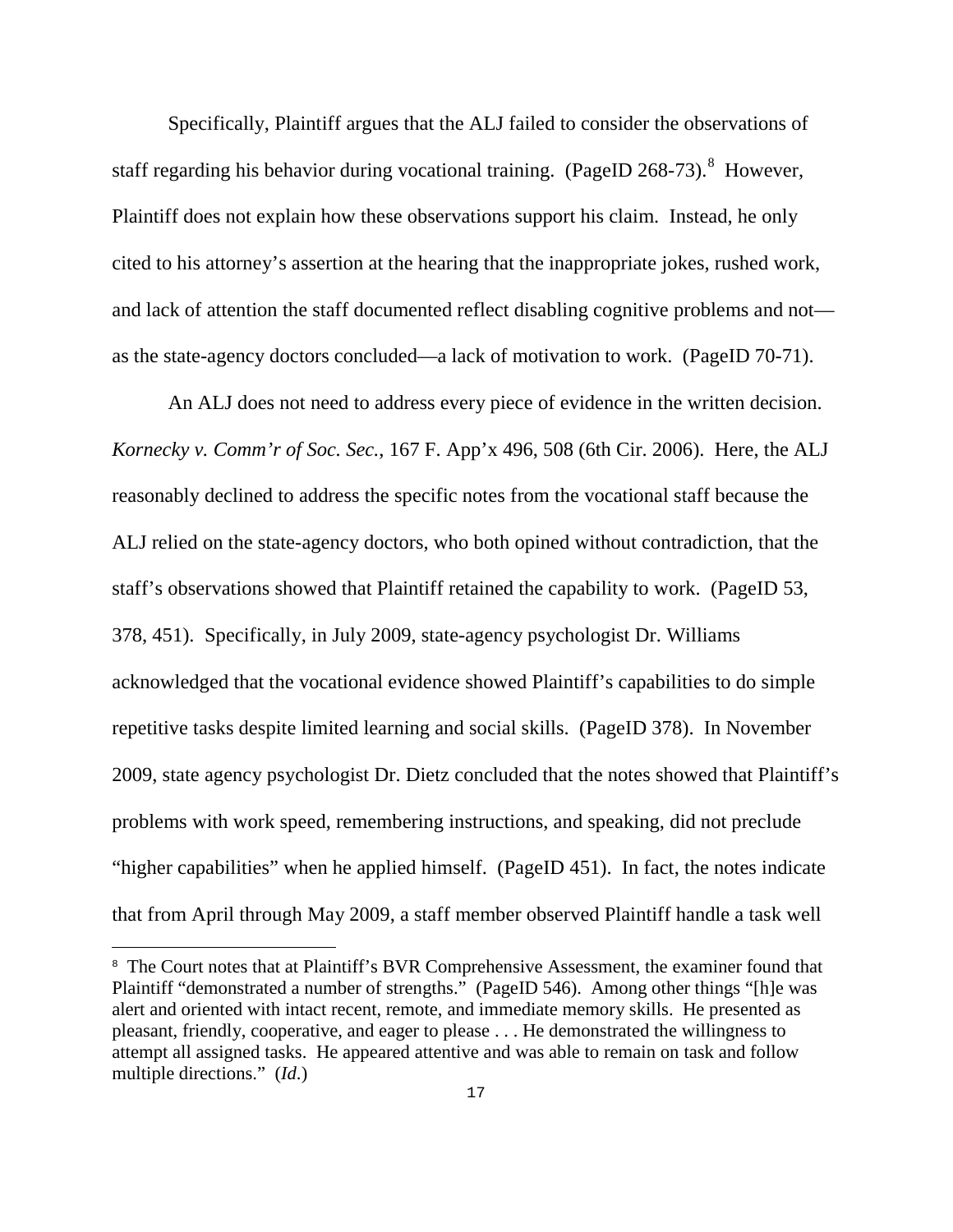Specifically, Plaintiff argues that the ALJ failed to consider the observations of staff regarding his behavior during vocational training. (PageID 268-73).[8] However, Plaintiff does not explain how these observations support his claim. Instead, he only cited to his attorney's assertion at the hearing that the inappropriate jokes, rushed work, and lack of attention the staff documented reflect disabling cognitive problems and not—as the state-agency doctors concluded—a lack of motivation to work. (PageID 70-71).

An ALJ does not need to address every piece of evidence in the written decision. *Kornecky v. Comm'r of Soc. Sec.*, 167 F. App'x 496, 508 (6th Cir. 2006). Here, the ALJ reasonably declined to address the specific notes from the vocational staff because the ALJ relied on the state-agency doctors, who both opined without contradiction, that the staff's observations showed that Plaintiff retained the capability to work. (PageID 53, 378, 451). Specifically, in July 2009, state-agency psychologist Dr. Williams acknowledged that the vocational evidence showed Plaintiff's capabilities to do simple repetitive tasks despite limited learning and social skills. (PageID 378). In November 2009, state agency psychologist Dr. Dietz concluded that the notes showed that Plaintiff's problems with work speed, remembering instructions, and speaking, did not preclude "higher capabilities" when he applied himself. (PageID 451). In fact, the notes indicate that from April through May 2009, a staff member observed Plaintiff handle a task well

---

[8] The Court notes that at Plaintiff's BVR Comprehensive Assessment, the examiner found that Plaintiff "demonstrated a number of strengths." (PageID 546). Among other things "[h]e was alert and oriented with intact recent, remote, and immediate memory skills. He presented as pleasant, friendly, cooperative, and eager to please . . . He demonstrated the willingness to attempt all assigned tasks. He appeared attentive and was able to remain on task and follow multiple directions." (*Id.*)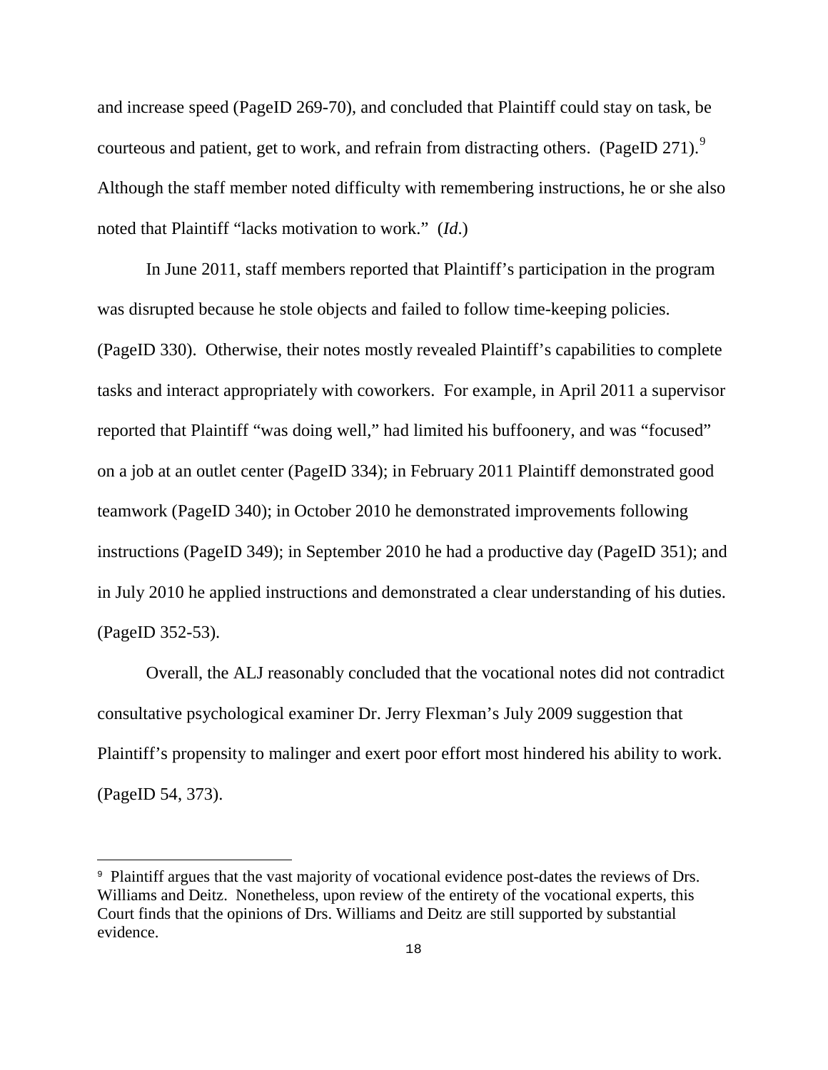and increase speed (PageID 269-70), and concluded that Plaintiff could stay on task, be courteous and patient, get to work, and refrain from distracting others. (PageID 271).[9] Although the staff member noted difficulty with remembering instructions, he or she also noted that Plaintiff "lacks motivation to work." (*Id*.)

In June 2011, staff members reported that Plaintiff's participation in the program was disrupted because he stole objects and failed to follow time-keeping policies. (PageID 330). Otherwise, their notes mostly revealed Plaintiff's capabilities to complete tasks and interact appropriately with coworkers. For example, in April 2011 a supervisor reported that Plaintiff "was doing well," had limited his buffoonery, and was "focused" on a job at an outlet center (PageID 334); in February 2011 Plaintiff demonstrated good teamwork (PageID 340); in October 2010 he demonstrated improvements following instructions (PageID 349); in September 2010 he had a productive day (PageID 351); and in July 2010 he applied instructions and demonstrated a clear understanding of his duties. (PageID 352-53).

Overall, the ALJ reasonably concluded that the vocational notes did not contradict consultative psychological examiner Dr. Jerry Flexman's July 2009 suggestion that Plaintiff's propensity to malinger and exert poor effort most hindered his ability to work. (PageID 54, 373).

---

[9] Plaintiff argues that the vast majority of vocational evidence post-dates the reviews of Drs. Williams and Deitz. Nonetheless, upon review of the entirety of the vocational experts, this Court finds that the opinions of Drs. Williams and Deitz are still supported by substantial evidence.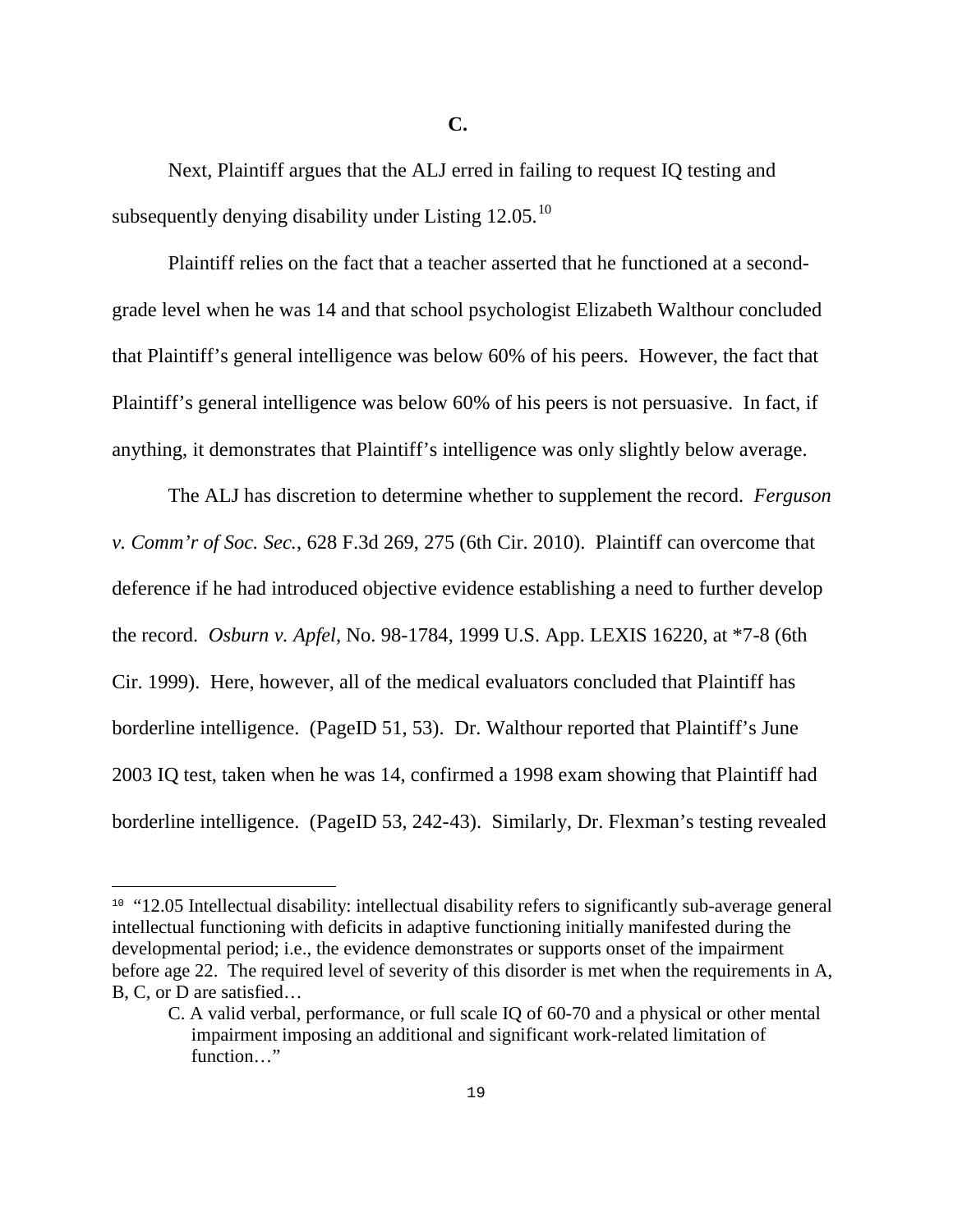**C.**

Next, Plaintiff argues that the ALJ erred in failing to request IQ testing and subsequently denying disability under Listing 12.05.[10]

Plaintiff relies on the fact that a teacher asserted that he functioned at a second-grade level when he was 14 and that school psychologist Elizabeth Walthour concluded that Plaintiff's general intelligence was below 60% of his peers. However, the fact that Plaintiff's general intelligence was below 60% of his peers is not persuasive. In fact, if anything, it demonstrates that Plaintiff's intelligence was only slightly below average.

The ALJ has discretion to determine whether to supplement the record. *Ferguson v. Comm'r of Soc. Sec.*, 628 F.3d 269, 275 (6th Cir. 2010). Plaintiff can overcome that deference if he had introduced objective evidence establishing a need to further develop the record. *Osburn v. Apfel*, No. 98-1784, 1999 U.S. App. LEXIS 16220, at *7-8 (6th Cir. 1999). Here, however, all of the medical evaluators concluded that Plaintiff has borderline intelligence. (PageID 51, 53). Dr. Walthour reported that Plaintiff's June 2003 IQ test, taken when he was 14, confirmed a 1998 exam showing that Plaintiff had borderline intelligence. (PageID 53, 242-43). Similarly, Dr. Flexman's testing revealed

---

[10] "12.05 Intellectual disability: intellectual disability refers to significantly sub-average general intellectual functioning with deficits in adaptive functioning initially manifested during the developmental period; i.e., the evidence demonstrates or supports onset of the impairment before age 22. The required level of severity of this disorder is met when the requirements in A, B, C, or D are satisfied…

> C. A valid verbal, performance, or full scale IQ of 60-70 and a physical or other mental impairment imposing an additional and significant work-related limitation of function…"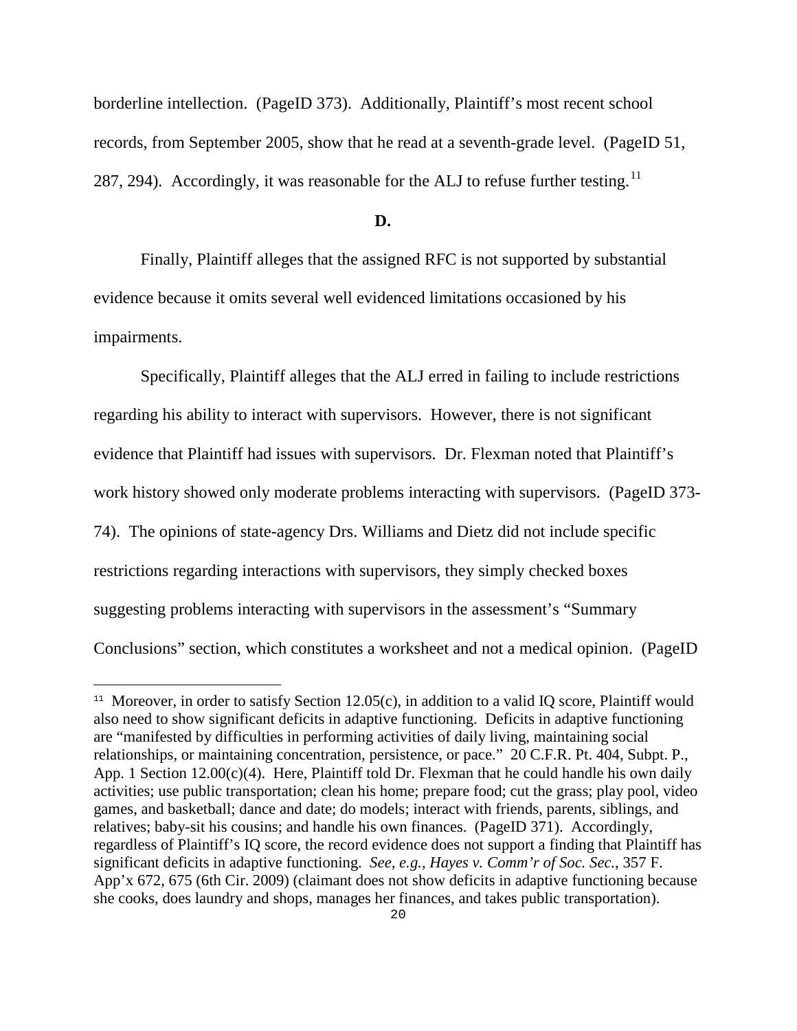borderline intellection. (PageID 373). Additionally, Plaintiff's most recent school records, from September 2005, show that he read at a seventh-grade level. (PageID 51, 287, 294). Accordingly, it was reasonable for the ALJ to refuse further testing.[11]

**D.**

Finally, Plaintiff alleges that the assigned RFC is not supported by substantial evidence because it omits several well evidenced limitations occasioned by his impairments.

Specifically, Plaintiff alleges that the ALJ erred in failing to include restrictions regarding his ability to interact with supervisors. However, there is not significant evidence that Plaintiff had issues with supervisors. Dr. Flexman noted that Plaintiff's work history showed only moderate problems interacting with supervisors. (PageID 373-74). The opinions of state-agency Drs. Williams and Dietz did not include specific restrictions regarding interactions with supervisors, they simply checked boxes suggesting problems interacting with supervisors in the assessment's "Summary Conclusions" section, which constitutes a worksheet and not a medical opinion. (PageID

---

[11] Moreover, in order to satisfy Section 12.05(c), in addition to a valid IQ score, Plaintiff would also need to show significant deficits in adaptive functioning. Deficits in adaptive functioning are "manifested by difficulties in performing activities of daily living, maintaining social relationships, or maintaining concentration, persistence, or pace." 20 C.F.R. Pt. 404, Subpt. P., App. 1 Section 12.00(c)(4). Here, Plaintiff told Dr. Flexman that he could handle his own daily activities; use public transportation; clean his home; prepare food; cut the grass; play pool, video games, and basketball; dance and date; do models; interact with friends, parents, siblings, and relatives; baby-sit his cousins; and handle his own finances. (PageID 371). Accordingly, regardless of Plaintiff's IQ score, the record evidence does not support a finding that Plaintiff has significant deficits in adaptive functioning. *See, e.g.*, *Hayes v. Comm'r of Soc. Sec.*, 357 F. App'x 672, 675 (6th Cir. 2009) (claimant does not show deficits in adaptive functioning because she cooks, does laundry and shops, manages her finances, and takes public transportation).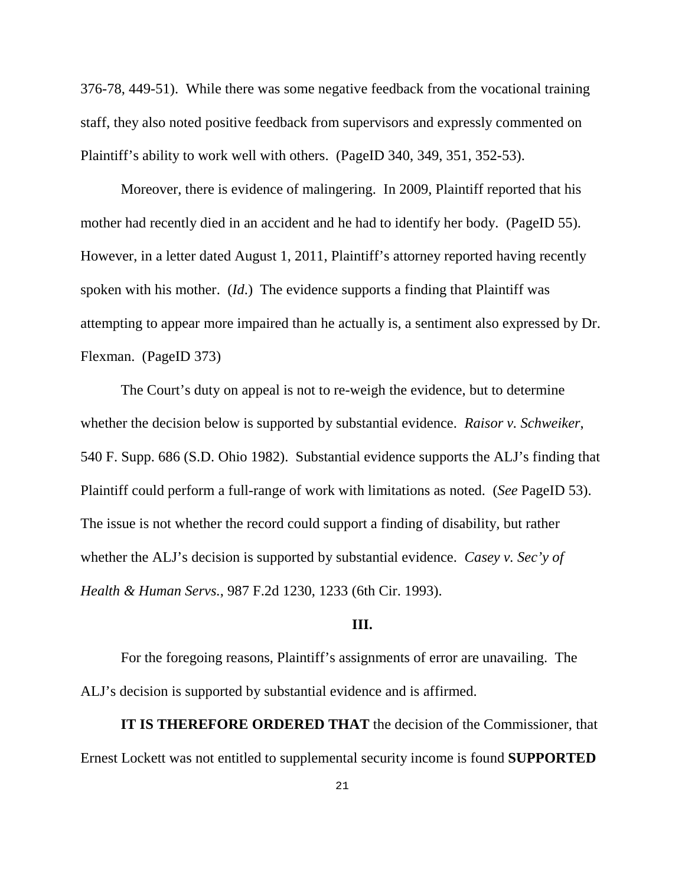376-78, 449-51). While there was some negative feedback from the vocational training staff, they also noted positive feedback from supervisors and expressly commented on Plaintiff's ability to work well with others. (PageID 340, 349, 351, 352-53).

Moreover, there is evidence of malingering. In 2009, Plaintiff reported that his mother had recently died in an accident and he had to identify her body. (PageID 55). However, in a letter dated August 1, 2011, Plaintiff's attorney reported having recently spoken with his mother. (*Id.*) The evidence supports a finding that Plaintiff was attempting to appear more impaired than he actually is, a sentiment also expressed by Dr. Flexman. (PageID 373)

The Court's duty on appeal is not to re-weigh the evidence, but to determine whether the decision below is supported by substantial evidence. *Raisor v. Schweiker*, 540 F. Supp. 686 (S.D. Ohio 1982). Substantial evidence supports the ALJ's finding that Plaintiff could perform a full-range of work with limitations as noted. (*See* PageID 53). The issue is not whether the record could support a finding of disability, but rather whether the ALJ's decision is supported by substantial evidence. *Casey v. Sec'y of Health & Human Servs.*, 987 F.2d 1230, 1233 (6th Cir. 1993).

## III.

For the foregoing reasons, Plaintiff's assignments of error are unavailing. The ALJ's decision is supported by substantial evidence and is affirmed.

**IT IS THEREFORE ORDERED THAT** the decision of the Commissioner, that Ernest Lockett was not entitled to supplemental security income is found **SUPPORTED**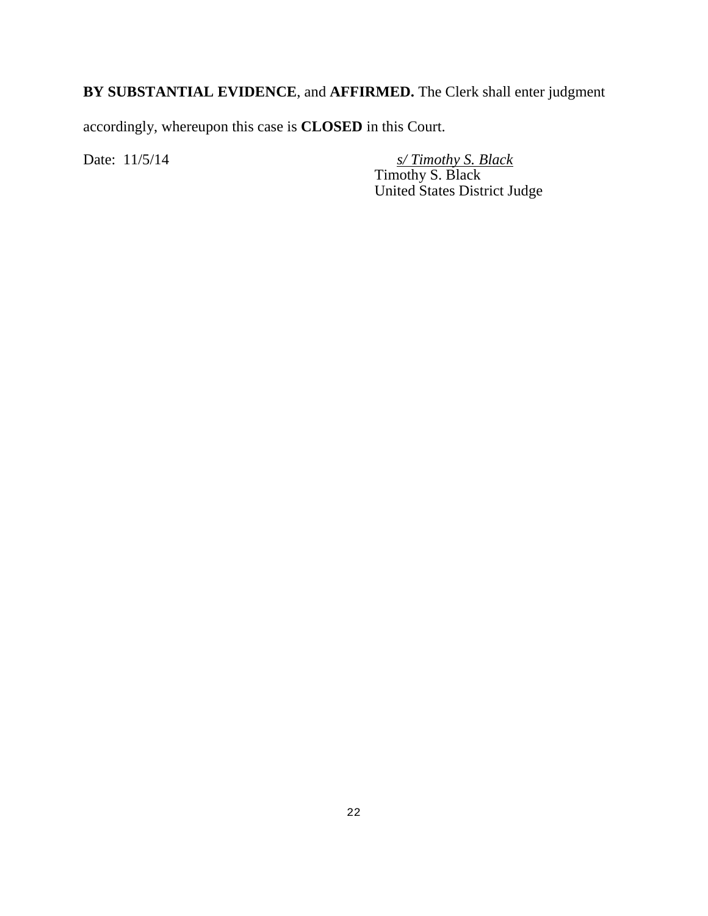**BY SUBSTANTIAL EVIDENCE**, and **AFFIRMED.** The Clerk shall enter judgment accordingly, whereupon this case is **CLOSED** in this Court.

Date: 11/5/14

*s/ Timothy S. Black*
Timothy S. Black
United States District Judge